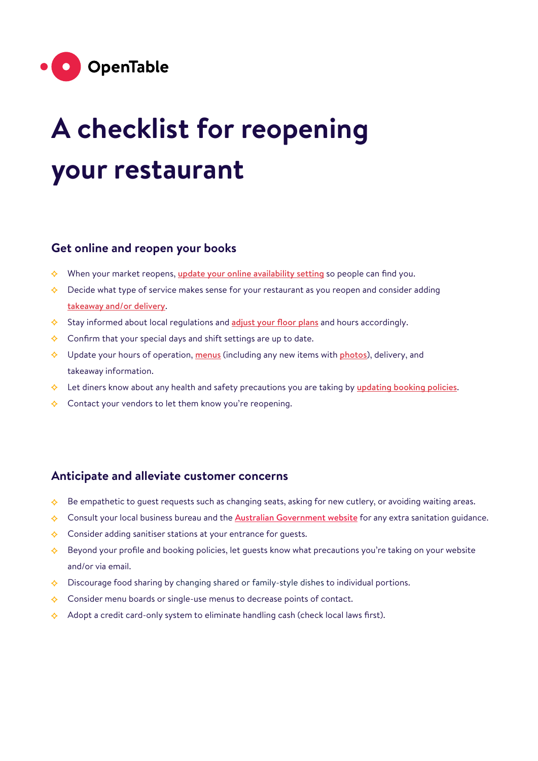OpenTable

# A checklist for reopening your restaurant

## Get online and reopen your books

- When your market reopens, update your online availability setting so people can find you.
- Decide what type of service makes sense for your restaurant as you reopen and consider adding takeaway and/or delivery.
- Stay informed about local regulations and adjust your floor plans and hours accordingly.
- Confirm that your special days and shift settings are up to date.
- Update your hours of operation, menus (including any new items with photos), delivery, and takeaway information.
- Let diners know about any health and safety precautions you are taking by updating booking policies.
- Contact your vendors to let them know you're reopening.

## Anticipate and alleviate customer concerns

- Be empathetic to guest requests such as changing seats, asking for new cutlery, or avoiding waiting areas.
- Consult your local business bureau and the Australian Government website for any extra sanitation guidance.
- Consider adding sanitiser stations at your entrance for guests.
- Beyond your profile and booking policies, let guests know what precautions you're taking on your website and/or via email.
- Discourage food sharing by changing shared or family-style dishes to individual portions.
- Consider menu boards or single-use menus to decrease points of contact.
- Adopt a credit card-only system to eliminate handling cash (check local laws first).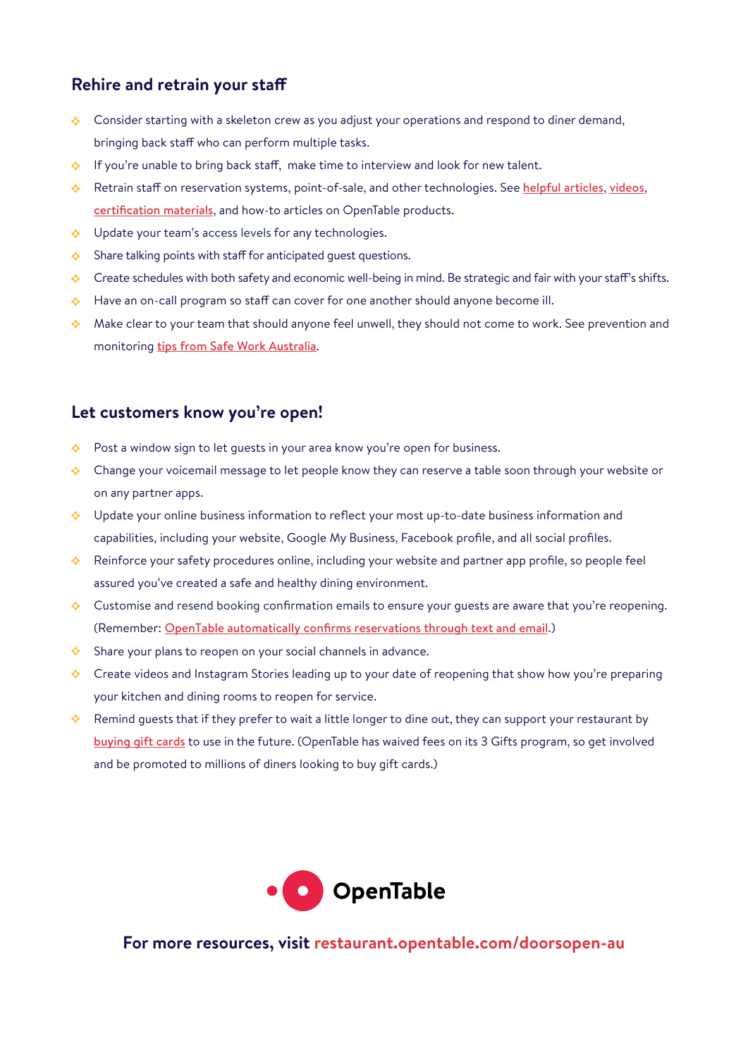## Rehire and retrain your staff

- Consider starting with a skeleton crew as you adjust your operations and respond to diner demand, bringing back staff who can perform multiple tasks.
- If you're unable to bring back staff, make time to interview and look for new talent.
- Retrain staff on reservation systems, point-of-sale, and other technologies. See helpful articles, videos, certification materials, and how-to articles on OpenTable products.
- Update your team's access levels for any technologies.
- Share talking points with staff for anticipated guest questions.
- Create schedules with both safety and economic well-being in mind. Be strategic and fair with your staff's shifts.
- Have an on-call program so staff can cover for one another should anyone become ill.
- Make clear to your team that should anyone feel unwell, they should not come to work. See prevention and monitoring tips from Safe Work Australia.

## Let customers know you're open!

- Post a window sign to let guests in your area know you're open for business.
- Change your voicemail message to let people know they can reserve a table soon through your website or on any partner apps.
- Update your online business information to reflect your most up-to-date business information and capabilities, including your website, Google My Business, Facebook profile, and all social profiles.
- Reinforce your safety procedures online, including your website and partner app profile, so people feel assured you've created a safe and healthy dining environment.
- Customise and resend booking confirmation emails to ensure your guests are aware that you're reopening. (Remember: OpenTable automatically confirms reservations through text and email.)
- Share your plans to reopen on your social channels in advance.
- Create videos and Instagram Stories leading up to your date of reopening that show how you're preparing your kitchen and dining rooms to reopen for service.
- Remind guests that if they prefer to wait a little longer to dine out, they can support your restaurant by buying gift cards to use in the future. (OpenTable has waived fees on its 3 Gifts program, so get involved and be promoted to millions of diners looking to buy gift cards.)

OpenTable

**For more resources, visit restaurant.opentable.com/doorsopen-au**